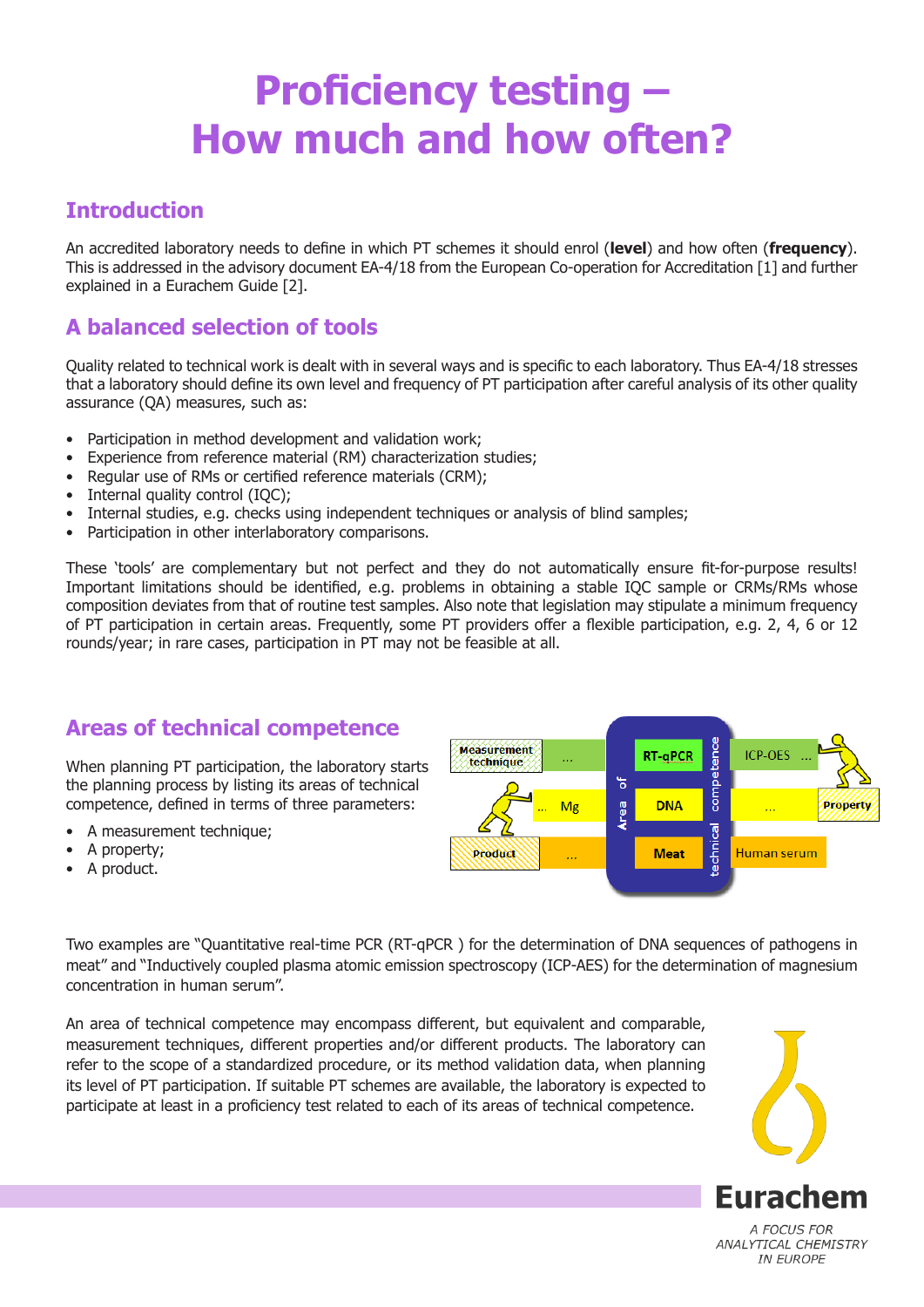# Proficiency testing – How much and how often?

## Introduction

An accredited laboratory needs to define in which PT schemes it should enrol (**level**) and how often (**frequency**). This is addressed in the advisory document EA-4/18 from the European Co-operation for Accreditation [1] and further explained in a Eurachem Guide [2].

## A balanced selection of tools

Quality related to technical work is dealt with in several ways and is specific to each laboratory. Thus EA-4/18 stresses that a laboratory should define its own level and frequency of PT participation after careful analysis of its other quality assurance (QA) measures, such as:

- Participation in method development and validation work;
- Experience from reference material (RM) characterization studies;
- Regular use of RMs or certified reference materials (CRM);
- Internal quality control (IQC);
- Internal studies, e.g. checks using independent techniques or analysis of blind samples;
- Participation in other interlaboratory comparisons.

These 'tools' are complementary but not perfect and they do not automatically ensure fit-for-purpose results! Important limitations should be identified, e.g. problems in obtaining a stable IQC sample or CRMs/RMs whose composition deviates from that of routine test samples. Also note that legislation may stipulate a minimum frequency of PT participation in certain areas. Frequently, some PT providers offer a flexible participation, e.g. 2, 4, 6 or 12 rounds/year; in rare cases, participation in PT may not be feasible at all.

## Areas of technical competence

When planning PT participation, the laboratory starts the planning process by listing its areas of technical competence, defined in terms of three parameters:

- A measurement technique;
- A property;
- A product.

Two examples are "Quantitative real-time PCR (RT-qPCR ) for the determination of DNA sequences of pathogens in meat" and "Inductively coupled plasma atomic emission spectroscopy (ICP-AES) for the determination of magnesium concentration in human serum".

An area of technical competence may encompass different, but equivalent and comparable, measurement techniques, different properties and/or different products. The laboratory can refer to the scope of a standardized procedure, or its method validation data, when planning its level of PT participation. If suitable PT schemes are available, the laboratory is expected to participate at least in a proficiency test related to each of its areas of technical competence.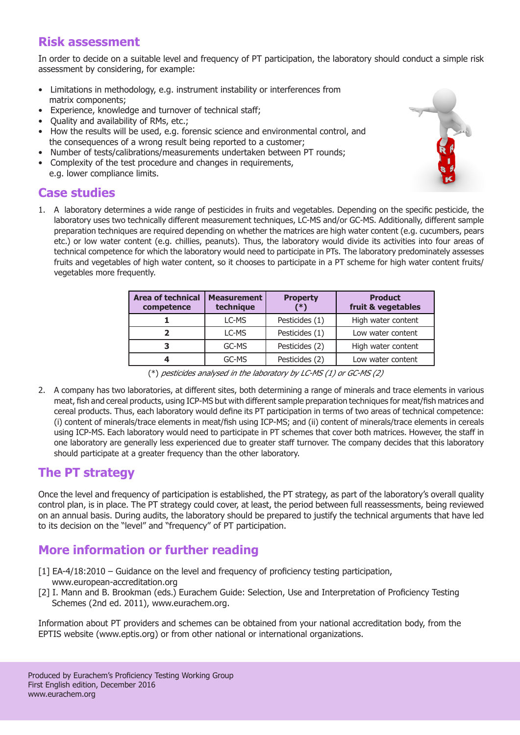## Risk assessment

In order to decide on a suitable level and frequency of PT participation, the laboratory should conduct a simple risk assessment by considering, for example:

- Limitations in methodology, e.g. instrument instability or interferences from matrix components;
- Experience, knowledge and turnover of technical staff;
- Quality and availability of RMs, etc.;
- How the results will be used, e.g. forensic science and environmental control, and the consequences of a wrong result being reported to a customer;
- Number of tests/calibrations/measurements undertaken between PT rounds;
- Complexity of the test procedure and changes in requirements, e.g. lower compliance limits.

## Case studies

1. A laboratory determines a wide range of pesticides in fruits and vegetables. Depending on the specific pesticide, the laboratory uses two technically different measurement techniques, LC-MS and/or GC-MS. Additionally, different sample preparation techniques are required depending on whether the matrices are high water content (e.g. cucumbers, pears etc.) or low water content (e.g. chillies, peanuts). Thus, the laboratory would divide its activities into four areas of technical competence for which the laboratory would need to participate in PTs. The laboratory predominately assesses fruits and vegetables of high water content, so it chooses to participate in a PT scheme for high water content fruits/vegetables more frequently.

| Area of technical competence | Measurement technique | Property (*) | Product fruit & vegetables |
|---|---|---|---|
| **1** | LC-MS | Pesticides (1) | High water content |
| **2** | LC-MS | Pesticides (1) | Low water content |
| **3** | GC-MS | Pesticides (2) | High water content |
| **4** | GC-MS | Pesticides (2) | Low water content |

(*) *pesticides analysed in the laboratory by LC-MS (1) or GC-MS (2)*

2. A company has two laboratories, at different sites, both determining a range of minerals and trace elements in various meat, fish and cereal products, using ICP-MS but with different sample preparation techniques for meat/fish matrices and cereal products. Thus, each laboratory would define its PT participation in terms of two areas of technical competence: (i) content of minerals/trace elements in meat/fish using ICP-MS; and (ii) content of minerals/trace elements in cereals using ICP-MS. Each laboratory would need to participate in PT schemes that cover both matrices. However, the staff in one laboratory are generally less experienced due to greater staff turnover. The company decides that this laboratory should participate at a greater frequency than the other laboratory.

## The PT strategy

Once the level and frequency of participation is established, the PT strategy, as part of the laboratory's overall quality control plan, is in place. The PT strategy could cover, at least, the period between full reassessments, being reviewed on an annual basis. During audits, the laboratory should be prepared to justify the technical arguments that have led to its decision on the "level" and "frequency" of PT participation.

## More information or further reading

[1] EA-4/18:2010 – Guidance on the level and frequency of proficiency testing participation, www.european-accreditation.org

[2] I. Mann and B. Brookman (eds.) Eurachem Guide: Selection, Use and Interpretation of Proficiency Testing Schemes (2nd ed. 2011), www.eurachem.org.

Information about PT providers and schemes can be obtained from your national accreditation body, from the EPTIS website (www.eptis.org) or from other national or international organizations.

Produced by Eurachem's Proficiency Testing Working Group
First English edition, December 2016
www.eurachem.org